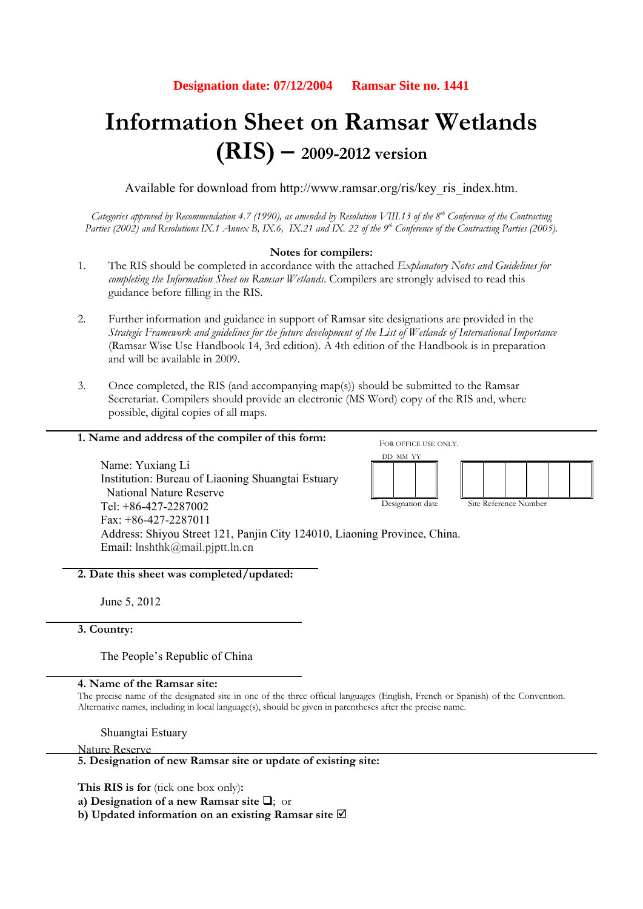**Designation date: 07/12/2004     Ramsar Site no. 1441**

# Information Sheet on Ramsar Wetlands (RIS) – 2009-2012 version

Available for download from http://www.ramsar.org/ris/key_ris_index.htm.

*Categories approved by Recommendation 4.7 (1990), as amended by Resolution VIII.13 of the 8th Conference of the Contracting Parties (2002) and Resolutions IX.1 Annex B, IX.6, IX.21 and IX. 22 of the 9th Conference of the Contracting Parties (2005).*

**Notes for compilers:**

1. The RIS should be completed in accordance with the attached *Explanatory Notes and Guidelines for completing the Information Sheet on Ramsar Wetlands*. Compilers are strongly advised to read this guidance before filling in the RIS.
2. Further information and guidance in support of Ramsar site designations are provided in the *Strategic Framework and guidelines for the future development of the List of Wetlands of International Importance* (Ramsar Wise Use Handbook 14, 3rd edition). A 4th edition of the Handbook is in preparation and will be available in 2009.
3. Once completed, the RIS (and accompanying map(s)) should be submitted to the Ramsar Secretariat. Compilers should provide an electronic (MS Word) copy of the RIS and, where possible, digital copies of all maps.

**1. Name and address of the compiler of this form:**

FOR OFFICE USE ONLY.
DD MM YY
Designation date     Site Reference Number

Name: Yuxiang Li
Institution: Bureau of Liaoning Shuangtai Estuary National Nature Reserve
Tel: +86-427-2287002
Fax: +86-427-2287011
Address: Shiyou Street 121, Panjin City 124010, Liaoning Province, China.
Email: lnshthk@mail.pjptt.ln.cn

**2. Date this sheet was completed/updated:**

June 5, 2012

**3. Country:**

The People's Republic of China

**4. Name of the Ramsar site:**

The precise name of the designated site in one of the three official languages (English, French or Spanish) of the Convention. Alternative names, including in local language(s), should be given in parentheses after the precise name.

Shuangtai Estuary Nature Reserve

**5. Designation of new Ramsar site or update of existing site:**

**This RIS is for** (tick one box only)**:**

**a) Designation of a new Ramsar site** ❑; or
**b) Updated information on an existing Ramsar site** ☑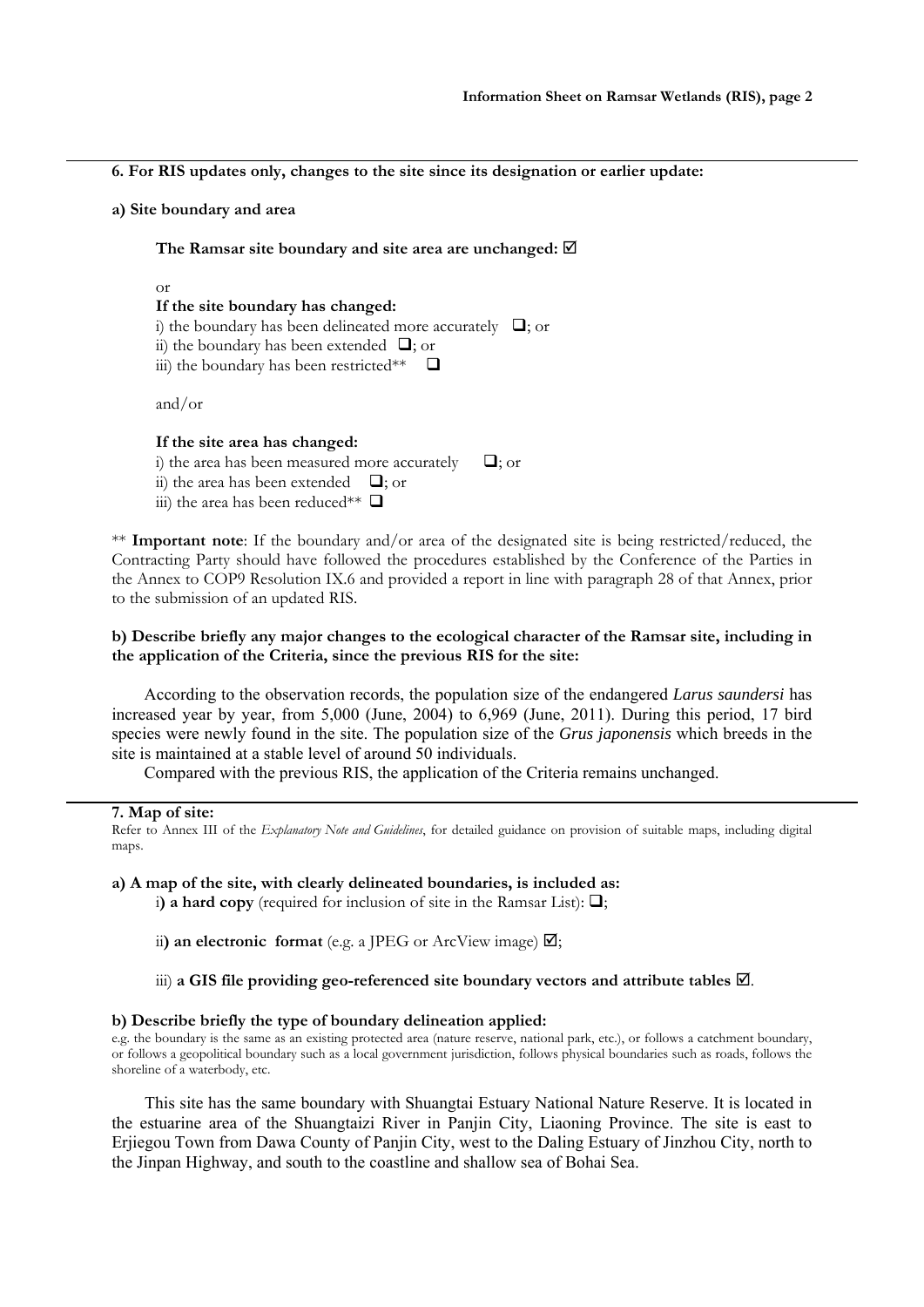**6. For RIS updates only, changes to the site since its designation or earlier update:**

**a) Site boundary and area**

**The Ramsar site boundary and site area are unchanged:** ☑

or

**If the site boundary has changed:**

i) the boundary has been delineated more accurately ❑; or
ii) the boundary has been extended ❑; or
iii) the boundary has been restricted** ❑

and/or

**If the site area has changed:**

i) the area has been measured more accurately ❑; or
ii) the area has been extended ❑; or
iii) the area has been reduced** ❑

** **Important note**: If the boundary and/or area of the designated site is being restricted/reduced, the Contracting Party should have followed the procedures established by the Conference of the Parties in the Annex to COP9 Resolution IX.6 and provided a report in line with paragraph 28 of that Annex, prior to the submission of an updated RIS.

**b) Describe briefly any major changes to the ecological character of the Ramsar site, including in the application of the Criteria, since the previous RIS for the site:**

According to the observation records, the population size of the endangered *Larus saundersi* has increased year by year, from 5,000 (June, 2004) to 6,969 (June, 2011). During this period, 17 bird species were newly found in the site. The population size of the *Grus japonensis* which breeds in the site is maintained at a stable level of around 50 individuals.

Compared with the previous RIS, the application of the Criteria remains unchanged.

**7. Map of site:**

Refer to Annex III of the *Explanatory Note and Guidelines*, for detailed guidance on provision of suitable maps, including digital maps.

**a) A map of the site, with clearly delineated boundaries, is included as:**

i**) a hard copy** (required for inclusion of site in the Ramsar List): ❑;

ii**) an electronic format** (e.g. a JPEG or ArcView image) ☑;

iii) **a GIS file providing geo-referenced site boundary vectors and attribute tables** ☑.

**b) Describe briefly the type of boundary delineation applied:**

e.g. the boundary is the same as an existing protected area (nature reserve, national park, etc.), or follows a catchment boundary, or follows a geopolitical boundary such as a local government jurisdiction, follows physical boundaries such as roads, follows the shoreline of a waterbody, etc.

This site has the same boundary with Shuangtai Estuary National Nature Reserve. It is located in the estuarine area of the Shuangtaizi River in Panjin City, Liaoning Province. The site is east to Erjiegou Town from Dawa County of Panjin City, west to the Daling Estuary of Jinzhou City, north to the Jinpan Highway, and south to the coastline and shallow sea of Bohai Sea.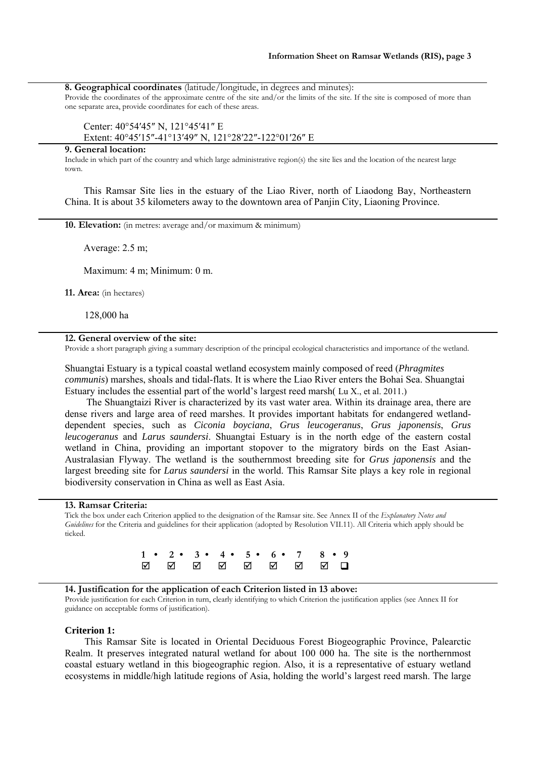**8. Geographical coordinates** (latitude/longitude, in degrees and minutes):

Provide the coordinates of the approximate centre of the site and/or the limits of the site. If the site is composed of more than one separate area, provide coordinates for each of these areas.

Center: 40°54′45″ N, 121°45′41″ E

Extent: 40°45′15″-41°13′49″ N, 121°28′22″-122°01′26″ E

**9. General location:**

Include in which part of the country and which large administrative region(s) the site lies and the location of the nearest large town.

This Ramsar Site lies in the estuary of the Liao River, north of Liaodong Bay, Northeastern China. It is about 35 kilometers away to the downtown area of Panjin City, Liaoning Province.

**10. Elevation:** (in metres: average and/or maximum & minimum)

Average: 2.5 m;

Maximum: 4 m; Minimum: 0 m.

**11. Area:** (in hectares)

128,000 ha

**12. General overview of the site:**

Provide a short paragraph giving a summary description of the principal ecological characteristics and importance of the wetland.

Shuangtai Estuary is a typical coastal wetland ecosystem mainly composed of reed (*Phragmites communis*) marshes, shoals and tidal-flats. It is where the Liao River enters the Bohai Sea. Shuangtai Estuary includes the essential part of the world's largest reed marsh( Lu X., et al. 2011.)

The Shuangtaizi River is characterized by its vast water area. Within its drainage area, there are dense rivers and large area of reed marshes. It provides important habitats for endangered wetland-dependent species, such as *Ciconia boyciana*, *Grus leucogeranus*, *Grus japonensis*, *Grus leucogeranus* and *Larus saundersi*. Shuangtai Estuary is in the north edge of the eastern costal wetland in China, providing an important stopover to the migratory birds on the East Asian-Australasian Flyway. The wetland is the southernmost breeding site for *Grus japonensis* and the largest breeding site for *Larus saundersi* in the world. This Ramsar Site plays a key role in regional biodiversity conservation in China as well as East Asia.

**13. Ramsar Criteria:**

Tick the box under each Criterion applied to the designation of the Ramsar site. See Annex II of the *Explanatory Notes and Guidelines* for the Criteria and guidelines for their application (adopted by Resolution VII.11). All Criteria which apply should be ticked.

| 1 | 2 | 3 | 4 | 5 | 6 | 7 | 8 | 9 |
|---|---|---|---|---|---|---|---|---|
| ☑ | ☑ | ☑ | ☑ | ☑ | ☑ | ☑ | ☑ | ☐ |

**14. Justification for the application of each Criterion listed in 13 above:**

Provide justification for each Criterion in turn, clearly identifying to which Criterion the justification applies (see Annex II for guidance on acceptable forms of justification).

**Criterion 1:**

This Ramsar Site is located in Oriental Deciduous Forest Biogeographic Province, Palearctic Realm. It preserves integrated natural wetland for about 100 000 ha. The site is the northernmost coastal estuary wetland in this biogeographic region. Also, it is a representative of estuary wetland ecosystems in middle/high latitude regions of Asia, holding the world's largest reed marsh. The large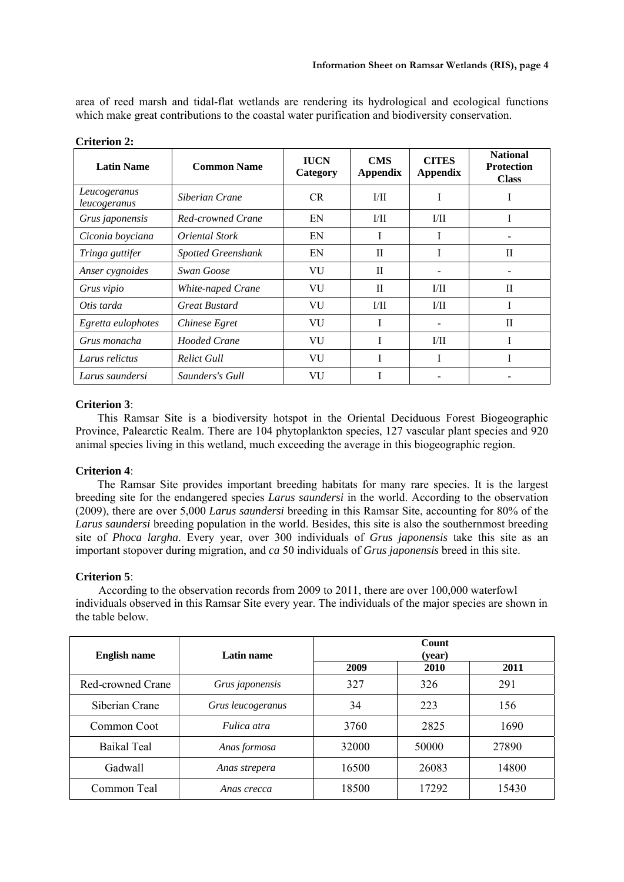area of reed marsh and tidal-flat wetlands are rendering its hydrological and ecological functions which make great contributions to the coastal water purification and biodiversity conservation.

**Criterion 2:**

| Latin Name | Common Name | IUCN Category | CMS Appendix | CITES Appendix | National Protection Class |
|---|---|---|---|---|---|
| *Leucogeranus leucogeranus* | *Siberian Crane* | CR | I/II | I | I |
| *Grus japonensis* | *Red-crowned Crane* | EN | I/II | I/II | I |
| *Ciconia boyciana* | *Oriental Stork* | EN | I | I | - |
| *Tringa guttifer* | *Spotted Greenshank* | EN | II | I | II |
| *Anser cygnoides* | *Swan Goose* | VU | II | - | - |
| *Grus vipio* | *White-naped Crane* | VU | II | I/II | II |
| *Otis tarda* | *Great Bustard* | VU | I/II | I/II | I |
| *Egretta eulophotes* | *Chinese Egret* | VU | I | - | II |
| *Grus monacha* | *Hooded Crane* | VU | I | I/II | I |
| *Larus relictus* | *Relict Gull* | VU | I | I | I |
| *Larus saundersi* | *Saunders's Gull* | VU | I | - | - |

**Criterion 3**:

This Ramsar Site is a biodiversity hotspot in the Oriental Deciduous Forest Biogeographic Province, Palearctic Realm. There are 104 phytoplankton species, 127 vascular plant species and 920 animal species living in this wetland, much exceeding the average in this biogeographic region.

**Criterion 4**:

The Ramsar Site provides important breeding habitats for many rare species. It is the largest breeding site for the endangered species *Larus saundersi* in the world. According to the observation (2009), there are over 5,000 *Larus saundersi* breeding in this Ramsar Site, accounting for 80% of the *Larus saundersi* breeding population in the world. Besides, this site is also the southernmost breeding site of *Phoca largha*. Every year, over 300 individuals of *Grus japonensis* take this site as an important stopover during migration, and *ca* 50 individuals of *Grus japonensis* breed in this site.

**Criterion 5**:

According to the observation records from 2009 to 2011, there are over 100,000 waterfowl individuals observed in this Ramsar Site every year. The individuals of the major species are shown in the table below.

| English name | Latin name | Count (year) | | |
|---|---|---|---|---|
| | | 2009 | 2010 | 2011 |
| Red-crowned Crane | *Grus japonensis* | 327 | 326 | 291 |
| Siberian Crane | *Grus leucogeranus* | 34 | 223 | 156 |
| Common Coot | *Fulica atra* | 3760 | 2825 | 1690 |
| Baikal Teal | *Anas formosa* | 32000 | 50000 | 27890 |
| Gadwall | *Anas strepera* | 16500 | 26083 | 14800 |
| Common Teal | *Anas crecca* | 18500 | 17292 | 15430 |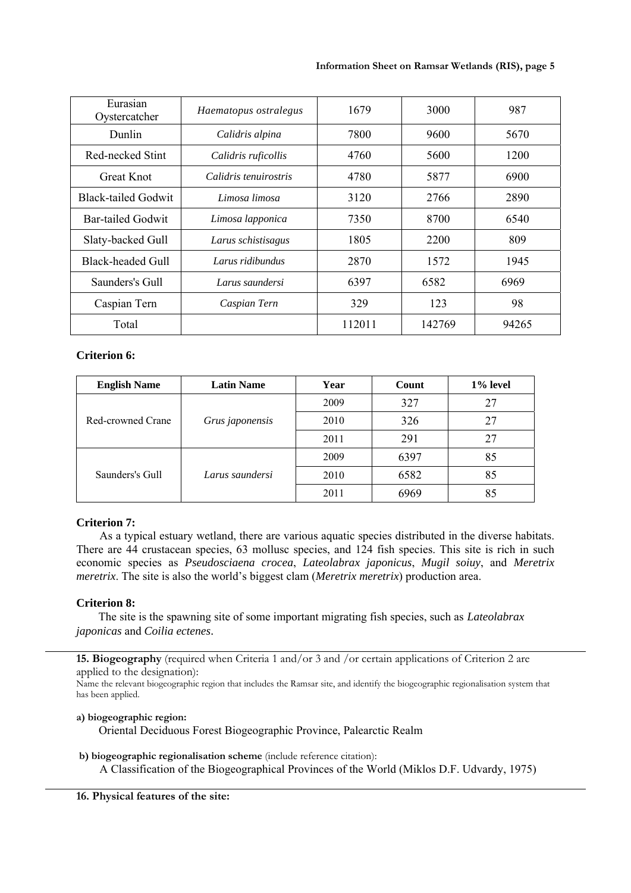| Eurasian Oystercatcher | *Haematopus ostralegus* | 1679 | 3000 | 987 |
|---|---|---|---|---|
| Dunlin | *Calidris alpina* | 7800 | 9600 | 5670 |
| Red-necked Stint | *Calidris ruficollis* | 4760 | 5600 | 1200 |
| Great Knot | *Calidris tenuirostris* | 4780 | 5877 | 6900 |
| Black-tailed Godwit | *Limosa limosa* | 3120 | 2766 | 2890 |
| Bar-tailed Godwit | *Limosa lapponica* | 7350 | 8700 | 6540 |
| Slaty-backed Gull | *Larus schistisagus* | 1805 | 2200 | 809 |
| Black-headed Gull | *Larus ridibundus* | 2870 | 1572 | 1945 |
| Saunders's Gull | *Larus saundersi* | 6397 | 6582 | 6969 |
| Caspian Tern | *Caspian Tern* | 329 | 123 | 98 |
| Total | | 112011 | 142769 | 94265 |

**Criterion 6:**

| English Name | Latin Name | Year | Count | 1% level |
|---|---|---|---|---|
| Red-crowned Crane | *Grus japonensis* | 2009 | 327 | 27 |
| | | 2010 | 326 | 27 |
| | | 2011 | 291 | 27 |
| Saunders's Gull | *Larus saundersi* | 2009 | 6397 | 85 |
| | | 2010 | 6582 | 85 |
| | | 2011 | 6969 | 85 |

**Criterion 7:**

As a typical estuary wetland, there are various aquatic species distributed in the diverse habitats. There are 44 crustacean species, 63 mollusc species, and 124 fish species. This site is rich in such economic species as *Pseudosciaena crocea*, *Lateolabrax japonicus*, *Mugil soiuy*, and *Meretrix meretrix*. The site is also the world's biggest clam (*Meretrix meretrix*) production area.

**Criterion 8:**

The site is the spawning site of some important migrating fish species, such as *Lateolabrax japonicas* and *Coilia ectenes*.

**15. Biogeography** (required when Criteria 1 and/or 3 and /or certain applications of Criterion 2 are applied to the designation):

Name the relevant biogeographic region that includes the Ramsar site, and identify the biogeographic regionalisation system that has been applied.

**a) biogeographic region:**

Oriental Deciduous Forest Biogeographic Province, Palearctic Realm

**b) biogeographic regionalisation scheme** (include reference citation):

A Classification of the Biogeographical Provinces of the World (Miklos D.F. Udvardy, 1975)

**16. Physical features of the site:**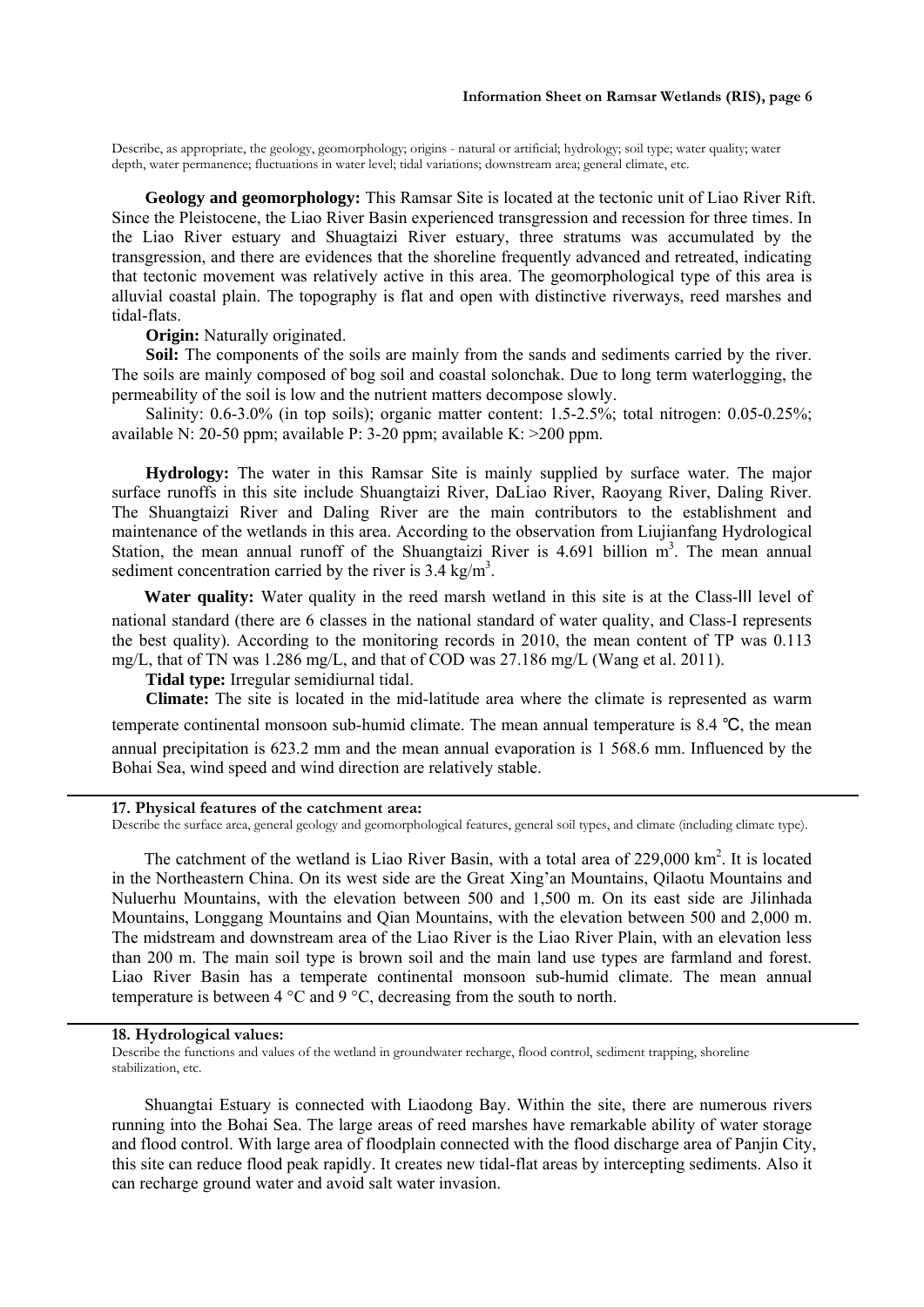Describe, as appropriate, the geology, geomorphology; origins - natural or artificial; hydrology; soil type; water quality; water depth, water permanence; fluctuations in water level; tidal variations; downstream area; general climate, etc.

**Geology and geomorphology:** This Ramsar Site is located at the tectonic unit of Liao River Rift. Since the Pleistocene, the Liao River Basin experienced transgression and recession for three times. In the Liao River estuary and Shuagtaizi River estuary, three stratums was accumulated by the transgression, and there are evidences that the shoreline frequently advanced and retreated, indicating that tectonic movement was relatively active in this area. The geomorphological type of this area is alluvial coastal plain. The topography is flat and open with distinctive riverways, reed marshes and tidal-flats.

**Origin:** Naturally originated.

**Soil:** The components of the soils are mainly from the sands and sediments carried by the river. The soils are mainly composed of bog soil and coastal solonchak. Due to long term waterlogging, the permeability of the soil is low and the nutrient matters decompose slowly.

Salinity: 0.6-3.0% (in top soils); organic matter content: 1.5-2.5%; total nitrogen: 0.05-0.25%; available N: 20-50 ppm; available P: 3-20 ppm; available K: >200 ppm.

**Hydrology:** The water in this Ramsar Site is mainly supplied by surface water. The major surface runoffs in this site include Shuangtaizi River, DaLiao River, Raoyang River, Daling River. The Shuangtaizi River and Daling River are the main contributors to the establishment and maintenance of the wetlands in this area. According to the observation from Liujianfang Hydrological Station, the mean annual runoff of the Shuangtaizi River is 4.691 billion $m^3$. The mean annual sediment concentration carried by the river is 3.4 $kg/m^3$.

**Water quality:** Water quality in the reed marsh wetland in this site is at the Class-Ⅲ level of national standard (there are 6 classes in the national standard of water quality, and Class-I represents the best quality). According to the monitoring records in 2010, the mean content of TP was 0.113 mg/L, that of TN was 1.286 mg/L, and that of COD was 27.186 mg/L (Wang et al. 2011).

**Tidal type:** Irregular semidiurnal tidal.

**Climate:** The site is located in the mid-latitude area where the climate is represented as warm temperate continental monsoon sub-humid climate. The mean annual temperature is 8.4 ℃, the mean annual precipitation is 623.2 mm and the mean annual evaporation is 1 568.6 mm. Influenced by the Bohai Sea, wind speed and wind direction are relatively stable.

**17. Physical features of the catchment area:**

Describe the surface area, general geology and geomorphological features, general soil types, and climate (including climate type).

The catchment of the wetland is Liao River Basin, with a total area of 229,000 $km^2$. It is located in the Northeastern China. On its west side are the Great Xing'an Mountains, Qilaotu Mountains and Nuluerhu Mountains, with the elevation between 500 and 1,500 m. On its east side are Jilinhada Mountains, Longgang Mountains and Qian Mountains, with the elevation between 500 and 2,000 m. The midstream and downstream area of the Liao River is the Liao River Plain, with an elevation less than 200 m. The main soil type is brown soil and the main land use types are farmland and forest. Liao River Basin has a temperate continental monsoon sub-humid climate. The mean annual temperature is between 4 °C and 9 °C, decreasing from the south to north.

**18. Hydrological values:**

Describe the functions and values of the wetland in groundwater recharge, flood control, sediment trapping, shoreline stabilization, etc.

Shuangtai Estuary is connected with Liaodong Bay. Within the site, there are numerous rivers running into the Bohai Sea. The large areas of reed marshes have remarkable ability of water storage and flood control. With large area of floodplain connected with the flood discharge area of Panjin City, this site can reduce flood peak rapidly. It creates new tidal-flat areas by intercepting sediments. Also it can recharge ground water and avoid salt water invasion.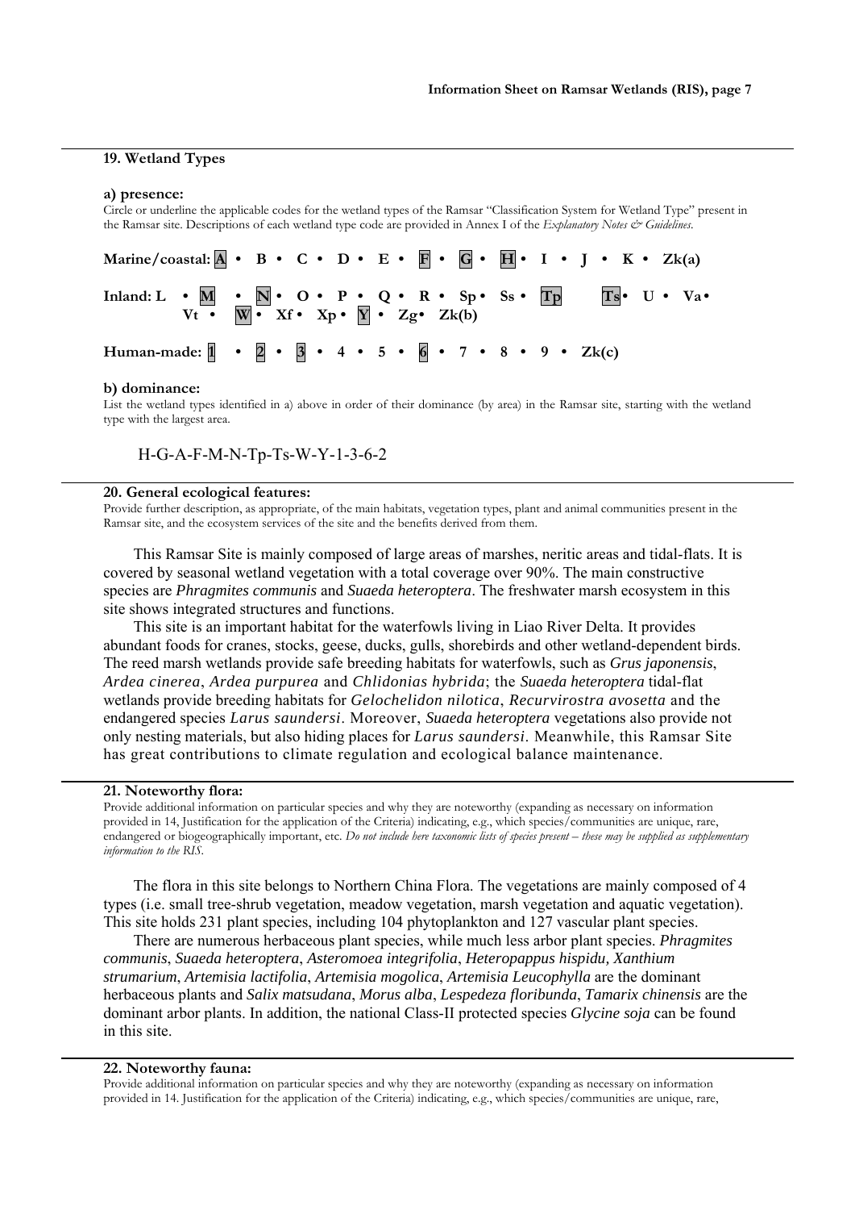## 19. Wetland Types

**a) presence:**

Circle or underline the applicable codes for the wetland types of the Ramsar "Classification System for Wetland Type" present in the Ramsar site. Descriptions of each wetland type code are provided in Annex I of the *Explanatory Notes & Guidelines*.

**Marine/coastal: A • B • C • D • E • F • G • H • I • J • K • Zk(a)**

**Inland: L • M • N • O • P • Q • R • Sp • Ss • Tp Ts • U • Va • Vt • W • Xf • Xp • Y • Zg • Zk(b)**

**Human-made: 1 • 2 • 3 • 4 • 5 • 6 • 7 • 8 • 9 • Zk(c)**

**b) dominance:**

List the wetland types identified in a) above in order of their dominance (by area) in the Ramsar site, starting with the wetland type with the largest area.

H-G-A-F-M-N-Tp-Ts-W-Y-1-3-6-2

## 20. General ecological features:

Provide further description, as appropriate, of the main habitats, vegetation types, plant and animal communities present in the Ramsar site, and the ecosystem services of the site and the benefits derived from them.

This Ramsar Site is mainly composed of large areas of marshes, neritic areas and tidal-flats. It is covered by seasonal wetland vegetation with a total coverage over 90%. The main constructive species are *Phragmites communis* and *Suaeda heteroptera*. The freshwater marsh ecosystem in this site shows integrated structures and functions.

This site is an important habitat for the waterfowls living in Liao River Delta. It provides abundant foods for cranes, stocks, geese, ducks, gulls, shorebirds and other wetland-dependent birds. The reed marsh wetlands provide safe breeding habitats for waterfowls, such as *Grus japonensis*, *Ardea cinerea*, *Ardea purpurea* and *Chlidonias hybrida*; the *Suaeda heteroptera* tidal-flat wetlands provide breeding habitats for *Gelochelidon nilotica*, *Recurvirostra avosetta* and the endangered species *Larus saundersi*. Moreover, *Suaeda heteroptera* vegetations also provide not only nesting materials, but also hiding places for *Larus saundersi*. Meanwhile, this Ramsar Site has great contributions to climate regulation and ecological balance maintenance.

## 21. Noteworthy flora:

Provide additional information on particular species and why they are noteworthy (expanding as necessary on information provided in 14, Justification for the application of the Criteria) indicating, e.g., which species/communities are unique, rare, endangered or biogeographically important, etc. *Do not include here taxonomic lists of species present – these may be supplied as supplementary information to the RIS.*

The flora in this site belongs to Northern China Flora. The vegetations are mainly composed of 4 types (i.e. small tree-shrub vegetation, meadow vegetation, marsh vegetation and aquatic vegetation). This site holds 231 plant species, including 104 phytoplankton and 127 vascular plant species.

There are numerous herbaceous plant species, while much less arbor plant species. *Phragmites communis*, *Suaeda heteroptera*, *Asteromoea integrifolia*, *Heteropappus hispidu, Xanthium strumarium*, *Artemisia lactifolia*, *Artemisia mogolica*, *Artemisia Leucophylla* are the dominant herbaceous plants and *Salix matsudana*, *Morus alba*, *Lespedeza floribunda*, *Tamarix chinensis* are the dominant arbor plants. In addition, the national Class-II protected species *Glycine soja* can be found in this site.

## 22. Noteworthy fauna:

Provide additional information on particular species and why they are noteworthy (expanding as necessary on information provided in 14. Justification for the application of the Criteria) indicating, e.g., which species/communities are unique, rare,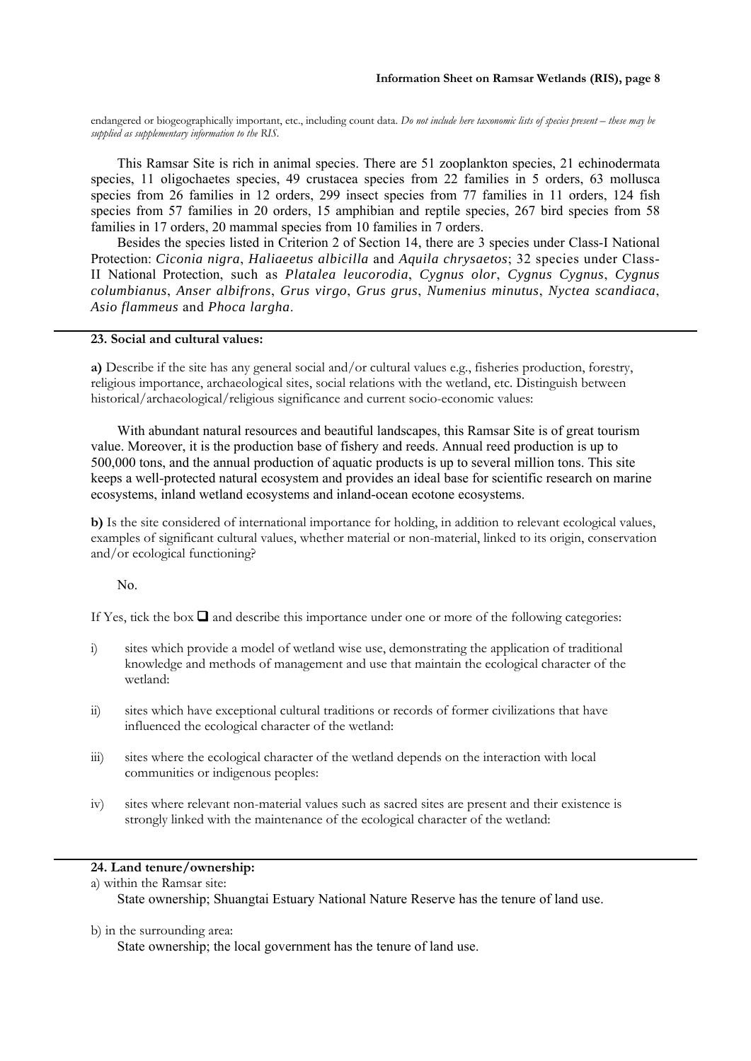endangered or biogeographically important, etc., including count data. *Do not include here taxonomic lists of species present – these may be supplied as supplementary information to the RIS.*

This Ramsar Site is rich in animal species. There are 51 zooplankton species, 21 echinodermata species, 11 oligochaetes species, 49 crustacea species from 22 families in 5 orders, 63 mollusca species from 26 families in 12 orders, 299 insect species from 77 families in 11 orders, 124 fish species from 57 families in 20 orders, 15 amphibian and reptile species, 267 bird species from 58 families in 17 orders, 20 mammal species from 10 families in 7 orders.

Besides the species listed in Criterion 2 of Section 14, there are 3 species under Class-I National Protection: *Ciconia nigra*, *Haliaeetus albicilla* and *Aquila chrysaetos*; 32 species under Class-II National Protection, such as *Platalea leucorodia*, *Cygnus olor*, *Cygnus Cygnus*, *Cygnus columbianus*, *Anser albifrons*, *Grus virgo*, *Grus grus*, *Numenius minutus*, *Nyctea scandiaca*, *Asio flammeus* and *Phoca largha*.

## 23. Social and cultural values:

**a)** Describe if the site has any general social and/or cultural values e.g., fisheries production, forestry, religious importance, archaeological sites, social relations with the wetland, etc. Distinguish between historical/archaeological/religious significance and current socio-economic values:

With abundant natural resources and beautiful landscapes, this Ramsar Site is of great tourism value. Moreover, it is the production base of fishery and reeds. Annual reed production is up to 500,000 tons, and the annual production of aquatic products is up to several million tons. This site keeps a well-protected natural ecosystem and provides an ideal base for scientific research on marine ecosystems, inland wetland ecosystems and inland-ocean ecotone ecosystems.

**b)** Is the site considered of international importance for holding, in addition to relevant ecological values, examples of significant cultural values, whether material or non-material, linked to its origin, conservation and/or ecological functioning?

No.

If Yes, tick the box ❑ and describe this importance under one or more of the following categories:

i) sites which provide a model of wetland wise use, demonstrating the application of traditional knowledge and methods of management and use that maintain the ecological character of the wetland:

ii) sites which have exceptional cultural traditions or records of former civilizations that have influenced the ecological character of the wetland:

iii) sites where the ecological character of the wetland depends on the interaction with local communities or indigenous peoples:

iv) sites where relevant non-material values such as sacred sites are present and their existence is strongly linked with the maintenance of the ecological character of the wetland:

## 24. Land tenure/ownership:

a) within the Ramsar site:

State ownership; Shuangtai Estuary National Nature Reserve has the tenure of land use.

b) in the surrounding area:

State ownership; the local government has the tenure of land use.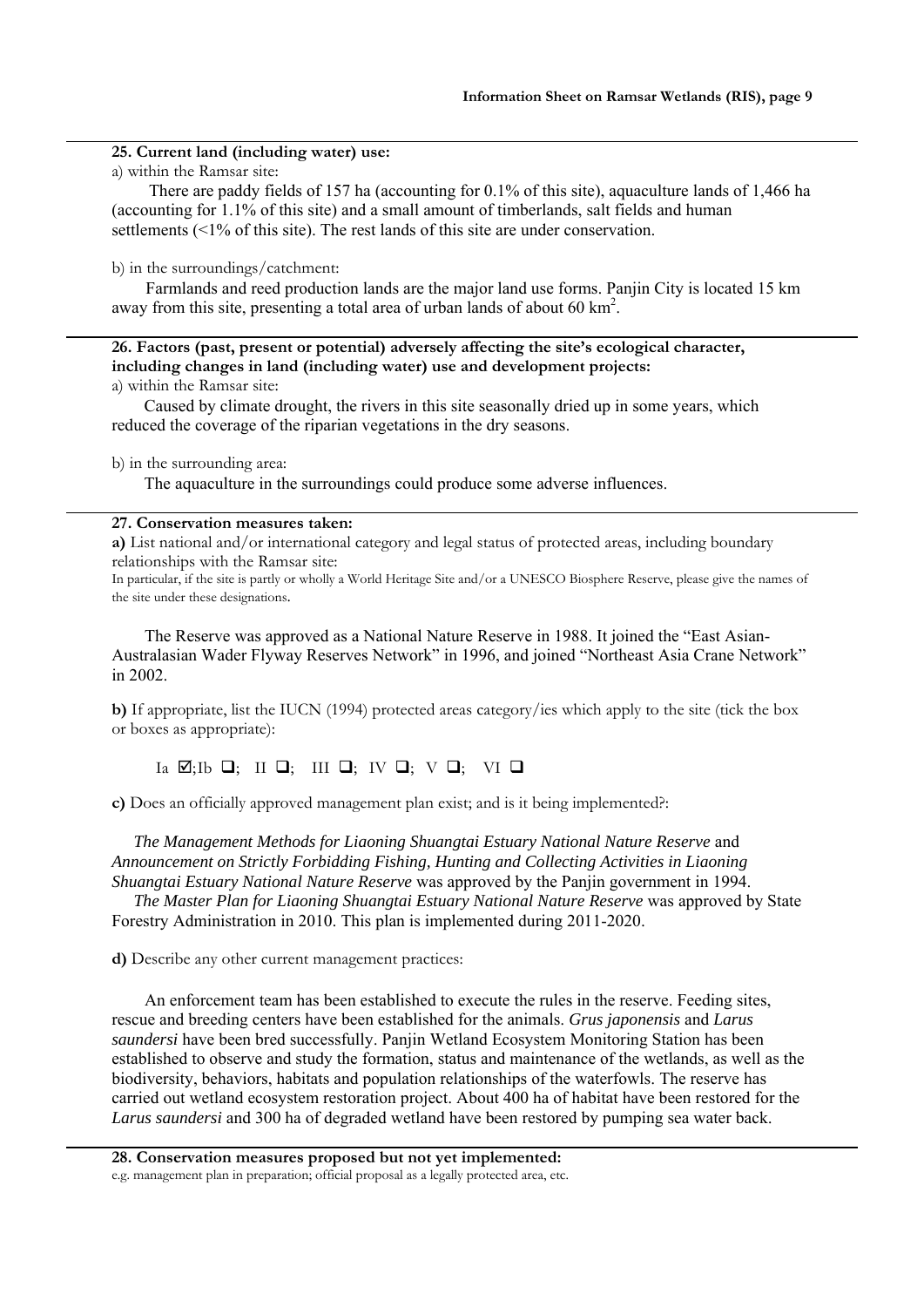**25. Current land (including water) use:**

a) within the Ramsar site:

There are paddy fields of 157 ha (accounting for 0.1% of this site), aquaculture lands of 1,466 ha (accounting for 1.1% of this site) and a small amount of timberlands, salt fields and human settlements (<1% of this site). The rest lands of this site are under conservation.

b) in the surroundings/catchment:

Farmlands and reed production lands are the major land use forms. Panjin City is located 15 km away from this site, presenting a total area of urban lands of about 60 $km^2$.

**26. Factors (past, present or potential) adversely affecting the site's ecological character, including changes in land (including water) use and development projects:**

a) within the Ramsar site:

Caused by climate drought, the rivers in this site seasonally dried up in some years, which reduced the coverage of the riparian vegetations in the dry seasons.

b) in the surrounding area:

The aquaculture in the surroundings could produce some adverse influences.

**27. Conservation measures taken:**

**a)** List national and/or international category and legal status of protected areas, including boundary relationships with the Ramsar site:

In particular, if the site is partly or wholly a World Heritage Site and/or a UNESCO Biosphere Reserve, please give the names of the site under these designations.

The Reserve was approved as a National Nature Reserve in 1988. It joined the "East Asian-Australasian Wader Flyway Reserves Network" in 1996, and joined "Northeast Asia Crane Network" in 2002.

**b)** If appropriate, list the IUCN (1994) protected areas category/ies which apply to the site (tick the box or boxes as appropriate):

Ia ☑; Ib ☐; II ☐; III ☐; IV ☐; V ☐; VI ☐

**c)** Does an officially approved management plan exist; and is it being implemented?:

*The Management Methods for Liaoning Shuangtai Estuary National Nature Reserve* and *Announcement on Strictly Forbidding Fishing, Hunting and Collecting Activities in Liaoning Shuangtai Estuary National Nature Reserve* was approved by the Panjin government in 1994.

*The Master Plan for Liaoning Shuangtai Estuary National Nature Reserve* was approved by State Forestry Administration in 2010. This plan is implemented during 2011-2020.

**d)** Describe any other current management practices:

An enforcement team has been established to execute the rules in the reserve. Feeding sites, rescue and breeding centers have been established for the animals. *Grus japonensis* and *Larus saundersi* have been bred successfully. Panjin Wetland Ecosystem Monitoring Station has been established to observe and study the formation, status and maintenance of the wetlands, as well as the biodiversity, behaviors, habitats and population relationships of the waterfowls. The reserve has carried out wetland ecosystem restoration project. About 400 ha of habitat have been restored for the *Larus saundersi* and 300 ha of degraded wetland have been restored by pumping sea water back.

**28. Conservation measures proposed but not yet implemented:**

e.g. management plan in preparation; official proposal as a legally protected area, etc.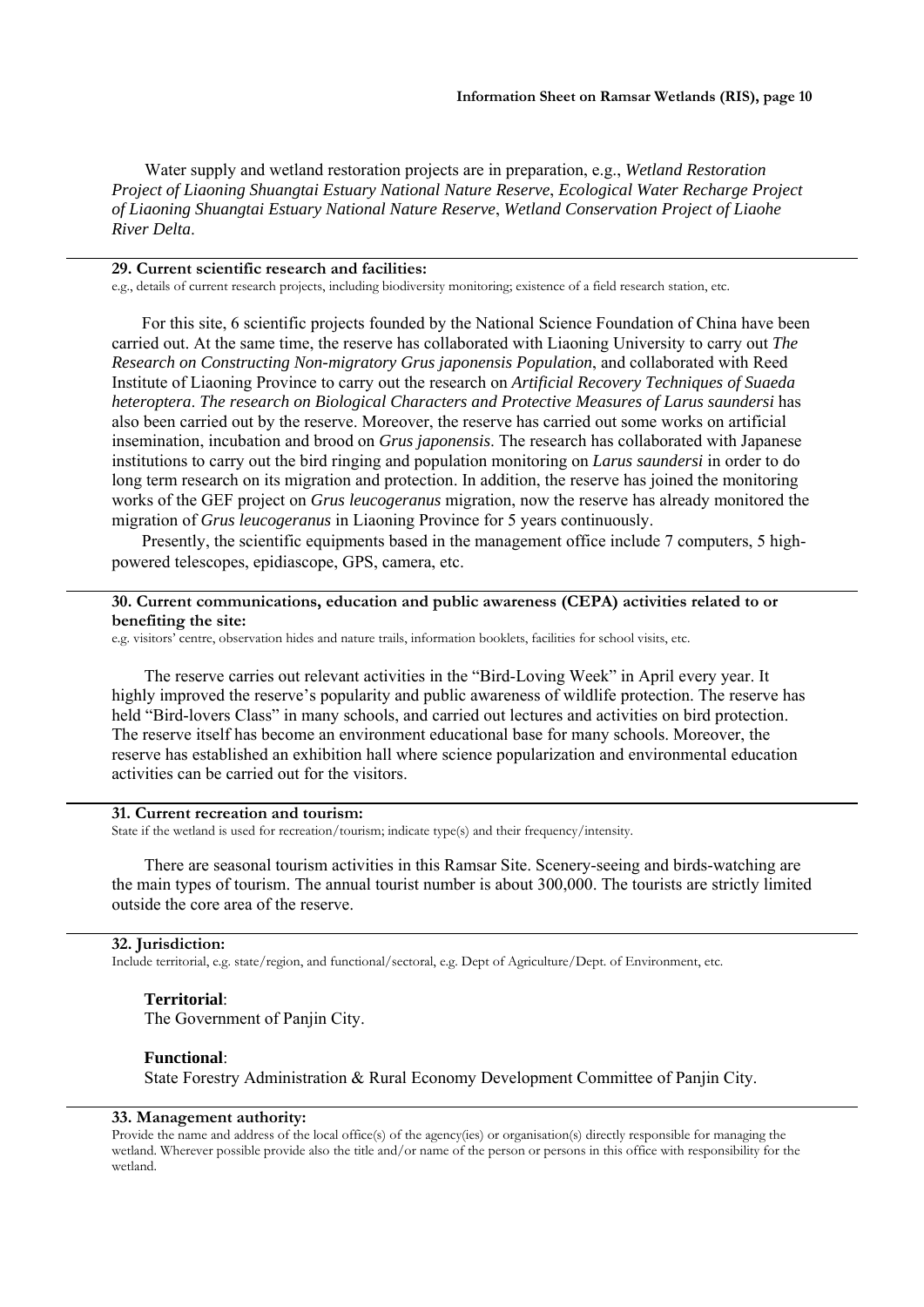Water supply and wetland restoration projects are in preparation, e.g., *Wetland Restoration Project of Liaoning Shuangtai Estuary National Nature Reserve*, *Ecological Water Recharge Project of Liaoning Shuangtai Estuary National Nature Reserve*, *Wetland Conservation Project of Liaohe River Delta*.

**29. Current scientific research and facilities:**

e.g., details of current research projects, including biodiversity monitoring; existence of a field research station, etc.

For this site, 6 scientific projects founded by the National Science Foundation of China have been carried out. At the same time, the reserve has collaborated with Liaoning University to carry out *The Research on Constructing Non-migratory Grus japonensis Population*, and collaborated with Reed Institute of Liaoning Province to carry out the research on *Artificial Recovery Techniques of Suaeda heteroptera*. *The research on Biological Characters and Protective Measures of Larus saundersi* has also been carried out by the reserve. Moreover, the reserve has carried out some works on artificial insemination, incubation and brood on *Grus japonensis*. The research has collaborated with Japanese institutions to carry out the bird ringing and population monitoring on *Larus saundersi* in order to do long term research on its migration and protection. In addition, the reserve has joined the monitoring works of the GEF project on *Grus leucogeranus* migration, now the reserve has already monitored the migration of *Grus leucogeranus* in Liaoning Province for 5 years continuously.

Presently, the scientific equipments based in the management office include 7 computers, 5 high-powered telescopes, epidiascope, GPS, camera, etc.

**30. Current communications, education and public awareness (CEPA) activities related to or benefiting the site:**

e.g. visitors' centre, observation hides and nature trails, information booklets, facilities for school visits, etc.

The reserve carries out relevant activities in the "Bird-Loving Week" in April every year. It highly improved the reserve's popularity and public awareness of wildlife protection. The reserve has held "Bird-lovers Class" in many schools, and carried out lectures and activities on bird protection. The reserve itself has become an environment educational base for many schools. Moreover, the reserve has established an exhibition hall where science popularization and environmental education activities can be carried out for the visitors.

**31. Current recreation and tourism:**

State if the wetland is used for recreation/tourism; indicate type(s) and their frequency/intensity.

There are seasonal tourism activities in this Ramsar Site. Scenery-seeing and birds-watching are the main types of tourism. The annual tourist number is about 300,000. The tourists are strictly limited outside the core area of the reserve.

**32. Jurisdiction:**

Include territorial, e.g. state/region, and functional/sectoral, e.g. Dept of Agriculture/Dept. of Environment, etc.

**Territorial**:
The Government of Panjin City.

**Functional**:
State Forestry Administration & Rural Economy Development Committee of Panjin City.

**33. Management authority:**

Provide the name and address of the local office(s) of the agency(ies) or organisation(s) directly responsible for managing the wetland. Wherever possible provide also the title and/or name of the person or persons in this office with responsibility for the wetland.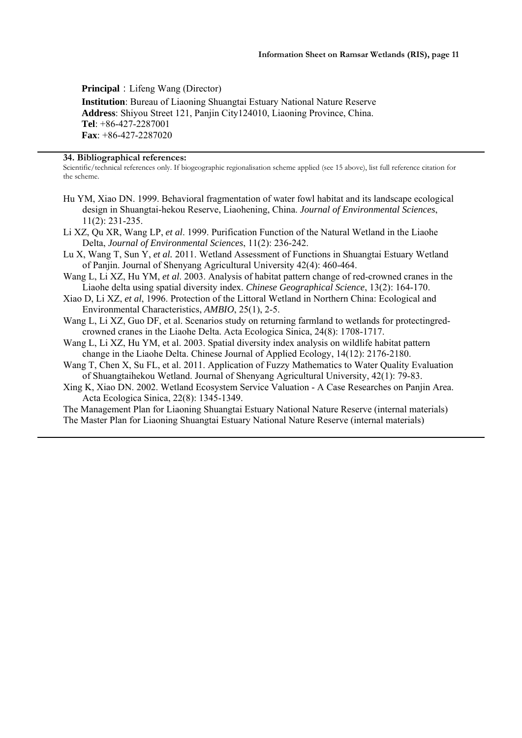**Principal**：Lifeng Wang (Director)

**Institution**: Bureau of Liaoning Shuangtai Estuary National Nature Reserve
**Address**: Shiyou Street 121, Panjin City124010, Liaoning Province, China.
**Tel**: +86-427-2287001
**Fax**: +86-427-2287020

---

**34. Bibliographical references:**

Scientific/technical references only. If biogeographic regionalisation scheme applied (see 15 above), list full reference citation for the scheme.

Hu YM, Xiao DN. 1999. Behavioral fragmentation of water fowl habitat and its landscape ecological design in Shuangtai-hekou Reserve, Liaohening, China. *Journal of Environmental Sciences*, 11(2): 231-235.

Li XZ, Qu XR, Wang LP, *et al*. 1999. Purification Function of the Natural Wetland in the Liaohe Delta, *Journal of Environmental Sciences*, 11(2): 236-242.

Lu X, Wang T, Sun Y, *et al.* 2011. Wetland Assessment of Functions in Shuangtai Estuary Wetland of Panjin. Journal of Shenyang Agricultural University 42(4): 460-464.

Wang L, Li XZ, Hu YM, *et al*. 2003. Analysis of habitat pattern change of red-crowned cranes in the Liaohe delta using spatial diversity index. *Chinese Geographical Science*, 13(2): 164-170.

Xiao D, Li XZ, *et al*, 1996. Protection of the Littoral Wetland in Northern China: Ecological and Environmental Characteristics, *AMBIO*, 25(1), 2-5.

Wang L, Li XZ, Guo DF, et al. Scenarios study on returning farmland to wetlands for protectingred-crowned cranes in the Liaohe Delta. Acta Ecologica Sinica, 24(8): 1708-1717.

Wang L, Li XZ, Hu YM, et al. 2003. Spatial diversity index analysis on wildlife habitat pattern change in the Liaohe Delta. Chinese Journal of Applied Ecology, 14(12): 2176-2180.

Wang T, Chen X, Su FL, et al. 2011. Application of Fuzzy Mathematics to Water Quality Evaluation of Shuangtaihekou Wetland. Journal of Shenyang Agricultural University, 42(1): 79-83.

Xing K, Xiao DN. 2002. Wetland Ecosystem Service Valuation - A Case Researches on Panjin Area. Acta Ecologica Sinica, 22(8): 1345-1349.

The Management Plan for Liaoning Shuangtai Estuary National Nature Reserve (internal materials)

The Master Plan for Liaoning Shuangtai Estuary National Nature Reserve (internal materials)